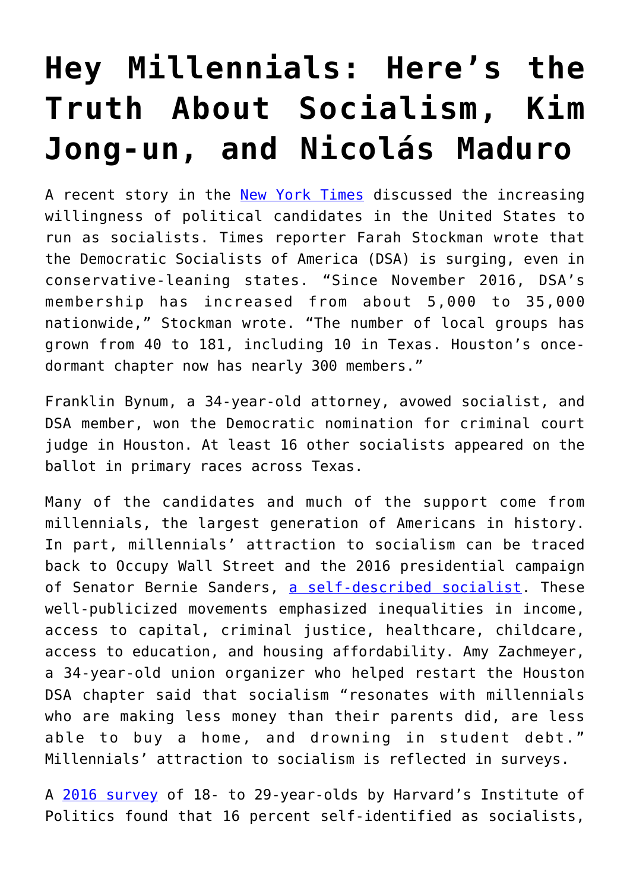# Hey Millennials: Here's the Truth About Socialism, Kim Jong-un, and Nicolás Maduro

A recent story in the New York Times discussed the increasing willingness of political candidates in the United States to run as socialists. Times reporter Farah Stockman wrote that the Democratic Socialists of America (DSA) is surging, even in conservative-leaning states. "Since November 2016, DSA's membership has increased from about 5,000 to 35,000 nationwide," Stockman wrote. "The number of local groups has grown from 40 to 181, including 10 in Texas. Houston's once-dormant chapter now has nearly 300 members."

Franklin Bynum, a 34-year-old attorney, avowed socialist, and DSA member, won the Democratic nomination for criminal court judge in Houston. At least 16 other socialists appeared on the ballot in primary races across Texas.

Many of the candidates and much of the support come from millennials, the largest generation of Americans in history. In part, millennials' attraction to socialism can be traced back to Occupy Wall Street and the 2016 presidential campaign of Senator Bernie Sanders, a self-described socialist. These well-publicized movements emphasized inequalities in income, access to capital, criminal justice, healthcare, childcare, access to education, and housing affordability. Amy Zachmeyer, a 34-year-old union organizer who helped restart the Houston DSA chapter said that socialism "resonates with millennials who are making less money than their parents did, are less able to buy a home, and drowning in student debt." Millennials' attraction to socialism is reflected in surveys.

A 2016 survey of 18- to 29-year-olds by Harvard's Institute of Politics found that 16 percent self-identified as socialists,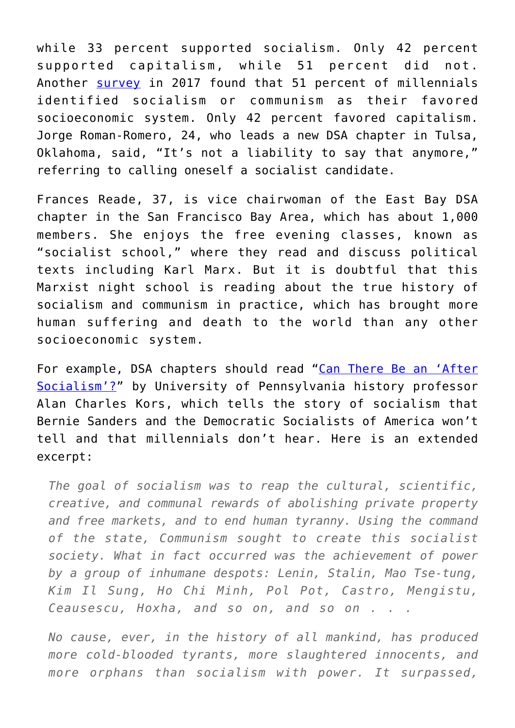while 33 percent supported socialism. Only 42 percent supported capitalism, while 51 percent did not. Another [survey](#) in 2017 found that 51 percent of millennials identified socialism or communism as their favored socioeconomic system. Only 42 percent favored capitalism. Jorge Roman-Romero, 24, who leads a new DSA chapter in Tulsa, Oklahoma, said, "It's not a liability to say that anymore," referring to calling oneself a socialist candidate.

Frances Reade, 37, is vice chairwoman of the East Bay DSA chapter in the San Francisco Bay Area, which has about 1,000 members. She enjoys the free evening classes, known as "socialist school," where they read and discuss political texts including Karl Marx. But it is doubtful that this Marxist night school is reading about the true history of socialism and communism in practice, which has brought more human suffering and death to the world than any other socioeconomic system.

For example, DSA chapters should read "[Can There Be an 'After Socialism'?](#)" by University of Pennsylvania history professor Alan Charles Kors, which tells the story of socialism that Bernie Sanders and the Democratic Socialists of America won't tell and that millennials don't hear. Here is an extended excerpt:

> *The goal of socialism was to reap the cultural, scientific, creative, and communal rewards of abolishing private property and free markets, and to end human tyranny. Using the command of the state, Communism sought to create this socialist society. What in fact occurred was the achievement of power by a group of inhumane despots: Lenin, Stalin, Mao Tse-tung, Kim Il Sung, Ho Chi Minh, Pol Pot, Castro, Mengistu, Ceausescu, Hoxha, and so on, and so on . . .*
>
> *No cause, ever, in the history of all mankind, has produced more cold-blooded tyrants, more slaughtered innocents, and more orphans than socialism with power. It surpassed,*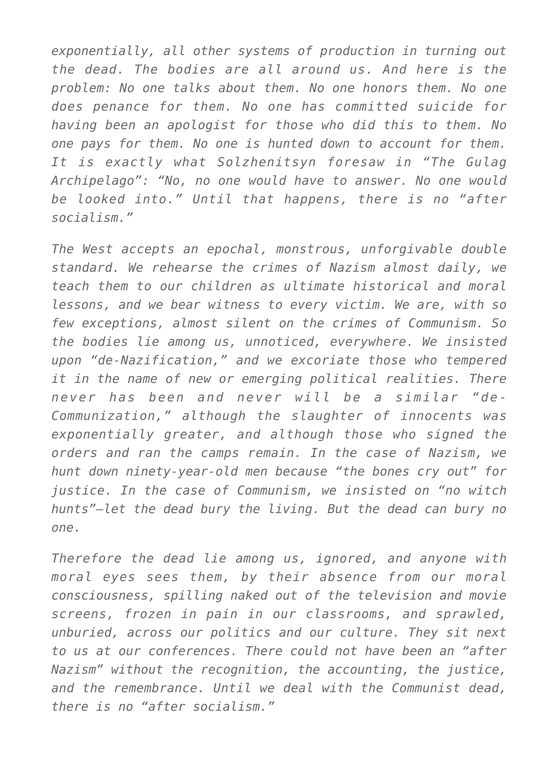*exponentially, all other systems of production in turning out the dead. The bodies are all around us. And here is the problem: No one talks about them. No one honors them. No one does penance for them. No one has committed suicide for having been an apologist for those who did this to them. No one pays for them. No one is hunted down to account for them. It is exactly what Solzhenitsyn foresaw in "The Gulag Archipelago": "No, no one would have to answer. No one would be looked into." Until that happens, there is no "after socialism."*

*The West accepts an epochal, monstrous, unforgivable double standard. We rehearse the crimes of Nazism almost daily, we teach them to our children as ultimate historical and moral lessons, and we bear witness to every victim. We are, with so few exceptions, almost silent on the crimes of Communism. So the bodies lie among us, unnoticed, everywhere. We insisted upon "de-Nazification," and we excoriate those who tempered it in the name of new or emerging political realities. There never has been and never will be a similar "de-Communization," although the slaughter of innocents was exponentially greater, and although those who signed the orders and ran the camps remain. In the case of Nazism, we hunt down ninety-year-old men because "the bones cry out" for justice. In the case of Communism, we insisted on "no witch hunts"—let the dead bury the living. But the dead can bury no one.*

*Therefore the dead lie among us, ignored, and anyone with moral eyes sees them, by their absence from our moral consciousness, spilling naked out of the television and movie screens, frozen in pain in our classrooms, and sprawled, unburied, across our politics and our culture. They sit next to us at our conferences. There could not have been an "after Nazism" without the recognition, the accounting, the justice, and the remembrance. Until we deal with the Communist dead, there is no "after socialism."*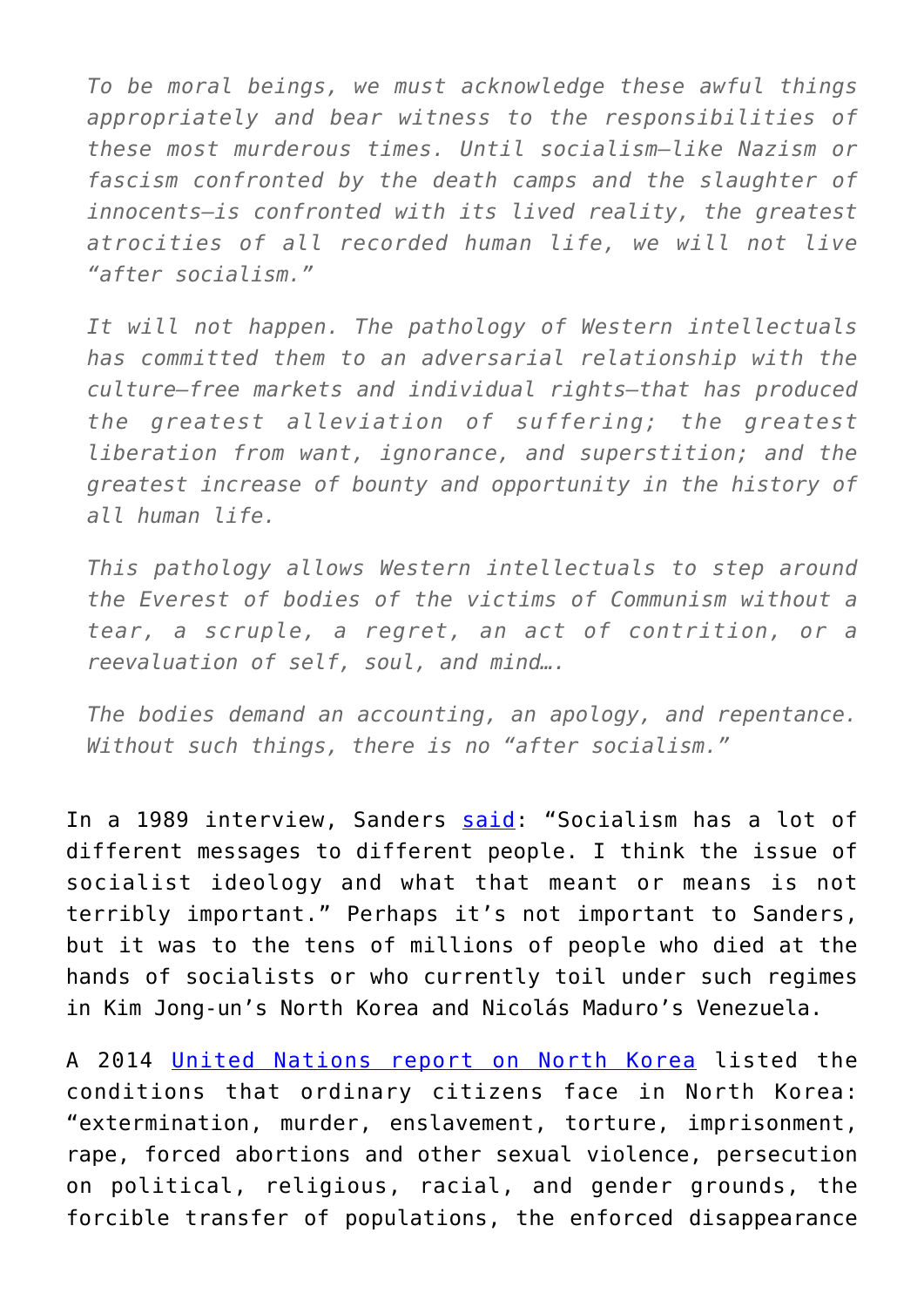> *To be moral beings, we must acknowledge these awful things appropriately and bear witness to the responsibilities of these most murderous times. Until socialism—like Nazism or fascism confronted by the death camps and the slaughter of innocents—is confronted with its lived reality, the greatest atrocities of all recorded human life, we will not live "after socialism."*
>
> *It will not happen. The pathology of Western intellectuals has committed them to an adversarial relationship with the culture—free markets and individual rights—that has produced the greatest alleviation of suffering; the greatest liberation from want, ignorance, and superstition; and the greatest increase of bounty and opportunity in the history of all human life.*
>
> *This pathology allows Western intellectuals to step around the Everest of bodies of the victims of Communism without a tear, a scruple, a regret, an act of contrition, or a reevaluation of self, soul, and mind….*
>
> *The bodies demand an accounting, an apology, and repentance. Without such things, there is no "after socialism."*

In a 1989 interview, Sanders said: "Socialism has a lot of different messages to different people. I think the issue of socialist ideology and what that meant or means is not terribly important." Perhaps it's not important to Sanders, but it was to the tens of millions of people who died at the hands of socialists or who currently toil under such regimes in Kim Jong-un's North Korea and Nicolás Maduro's Venezuela.

A 2014 United Nations report on North Korea listed the conditions that ordinary citizens face in North Korea: "extermination, murder, enslavement, torture, imprisonment, rape, forced abortions and other sexual violence, persecution on political, religious, racial, and gender grounds, the forcible transfer of populations, the enforced disappearance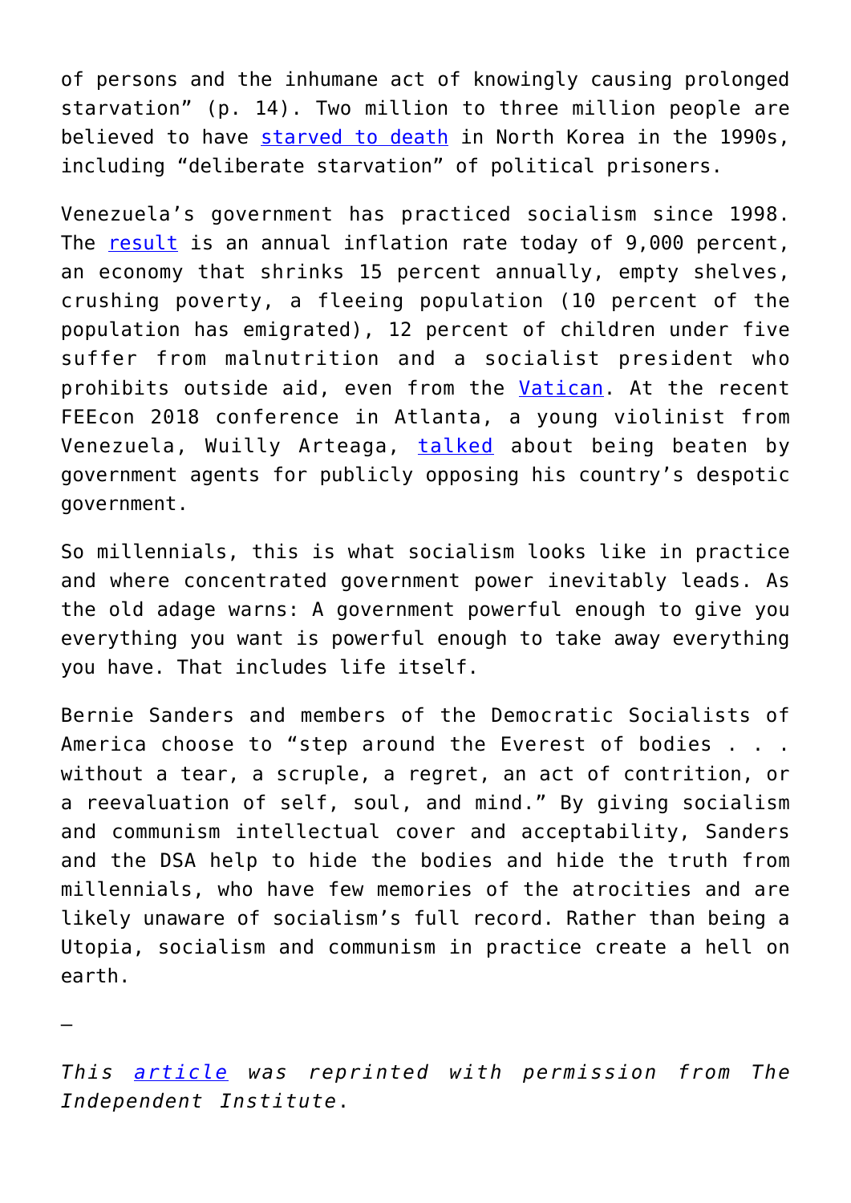of persons and the inhumane act of knowingly causing prolonged starvation" (p. 14). Two million to three million people are believed to have starved to death in North Korea in the 1990s, including "deliberate starvation" of political prisoners.

Venezuela's government has practiced socialism since 1998. The result is an annual inflation rate today of 9,000 percent, an economy that shrinks 15 percent annually, empty shelves, crushing poverty, a fleeing population (10 percent of the population has emigrated), 12 percent of children under five suffer from malnutrition and a socialist president who prohibits outside aid, even from the Vatican. At the recent FEEcon 2018 conference in Atlanta, a young violinist from Venezuela, Wuilly Arteaga, talked about being beaten by government agents for publicly opposing his country's despotic government.

So millennials, this is what socialism looks like in practice and where concentrated government power inevitably leads. As the old adage warns: A government powerful enough to give you everything you want is powerful enough to take away everything you have. That includes life itself.

Bernie Sanders and members of the Democratic Socialists of America choose to "step around the Everest of bodies . . . without a tear, a scruple, a regret, an act of contrition, or a reevaluation of self, soul, and mind." By giving socialism and communism intellectual cover and acceptability, Sanders and the DSA help to hide the bodies and hide the truth from millennials, who have few memories of the atrocities and are likely unaware of socialism's full record. Rather than being a Utopia, socialism and communism in practice create a hell on earth.

—

*This article was reprinted with permission from The Independent Institute.*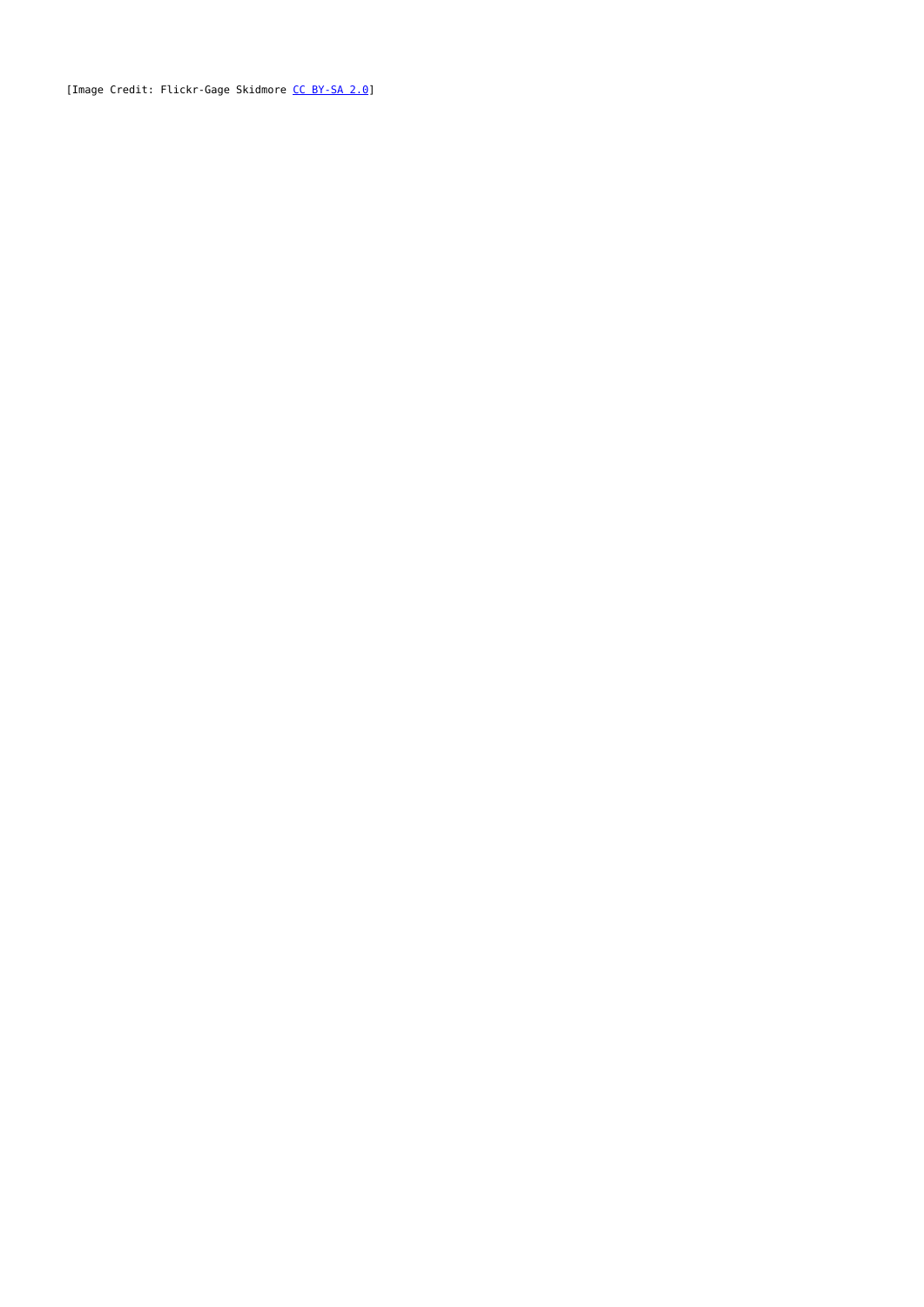[Image Credit: Flickr-Gage Skidmore [CC BY-SA 2.0]]